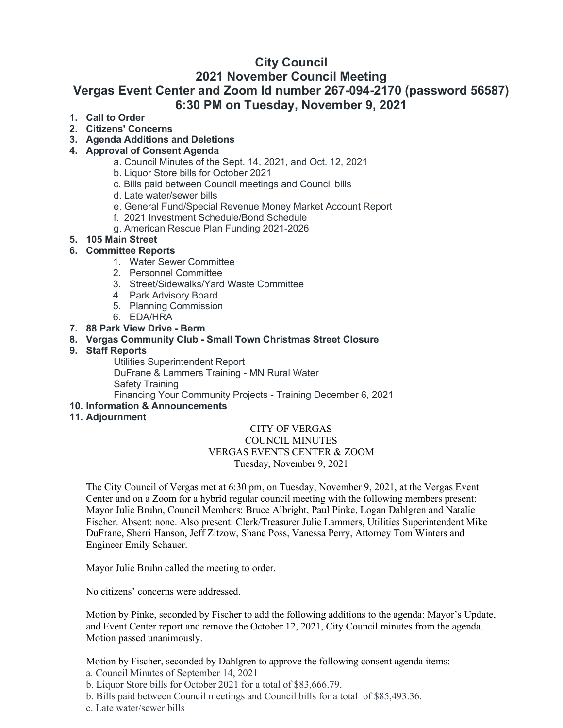# City Council
## 2021 November Council Meeting
## Vergas Event Center and Zoom Id number 267-094-2170 (password 56587)
## 6:30 PM on Tuesday, November 9, 2021

1. **Call to Order**
2. **Citizens' Concerns**
3. **Agenda Additions and Deletions**
4. **Approval of Consent Agenda**
   a. Council Minutes of the Sept. 14, 2021, and Oct. 12, 2021
   b. Liquor Store bills for October 2021
   c. Bills paid between Council meetings and Council bills
   d. Late water/sewer bills
   e. General Fund/Special Revenue Money Market Account Report
   f. 2021 Investment Schedule/Bond Schedule
   g. American Rescue Plan Funding 2021-2026
5. **105 Main Street**
6. **Committee Reports**
   1. Water Sewer Committee
   2. Personnel Committee
   3. Street/Sidewalks/Yard Waste Committee
   4. Park Advisory Board
   5. Planning Commission
   6. EDA/HRA
7. **88 Park View Drive - Berm**
8. **Vergas Community Club - Small Town Christmas Street Closure**
9. **Staff Reports**
   Utilities Superintendent Report
   DuFrane & Lammers Training - MN Rural Water
   Safety Training
   Financing Your Community Projects - Training December 6, 2021
10. **Information & Announcements**
11. **Adjournment**

CITY OF VERGAS
COUNCIL MINUTES
VERGAS EVENTS CENTER & ZOOM
Tuesday, November 9, 2021

The City Council of Vergas met at 6:30 pm, on Tuesday, November 9, 2021, at the Vergas Event Center and on a Zoom for a hybrid regular council meeting with the following members present: Mayor Julie Bruhn, Council Members: Bruce Albright, Paul Pinke, Logan Dahlgren and Natalie Fischer. Absent: none. Also present: Clerk/Treasurer Julie Lammers, Utilities Superintendent Mike DuFrane, Sherri Hanson, Jeff Zitzow, Shane Poss, Vanessa Perry, Attorney Tom Winters and Engineer Emily Schauer.

Mayor Julie Bruhn called the meeting to order.

No citizens' concerns were addressed.

Motion by Pinke, seconded by Fischer to add the following additions to the agenda: Mayor's Update, and Event Center report and remove the October 12, 2021, City Council minutes from the agenda. Motion passed unanimously.

Motion by Fischer, seconded by Dahlgren to approve the following consent agenda items:
a. Council Minutes of September 14, 2021
b. Liquor Store bills for October 2021 for a total of $83,666.79.
b. Bills paid between Council meetings and Council bills for a total of $85,493.36.
c. Late water/sewer bills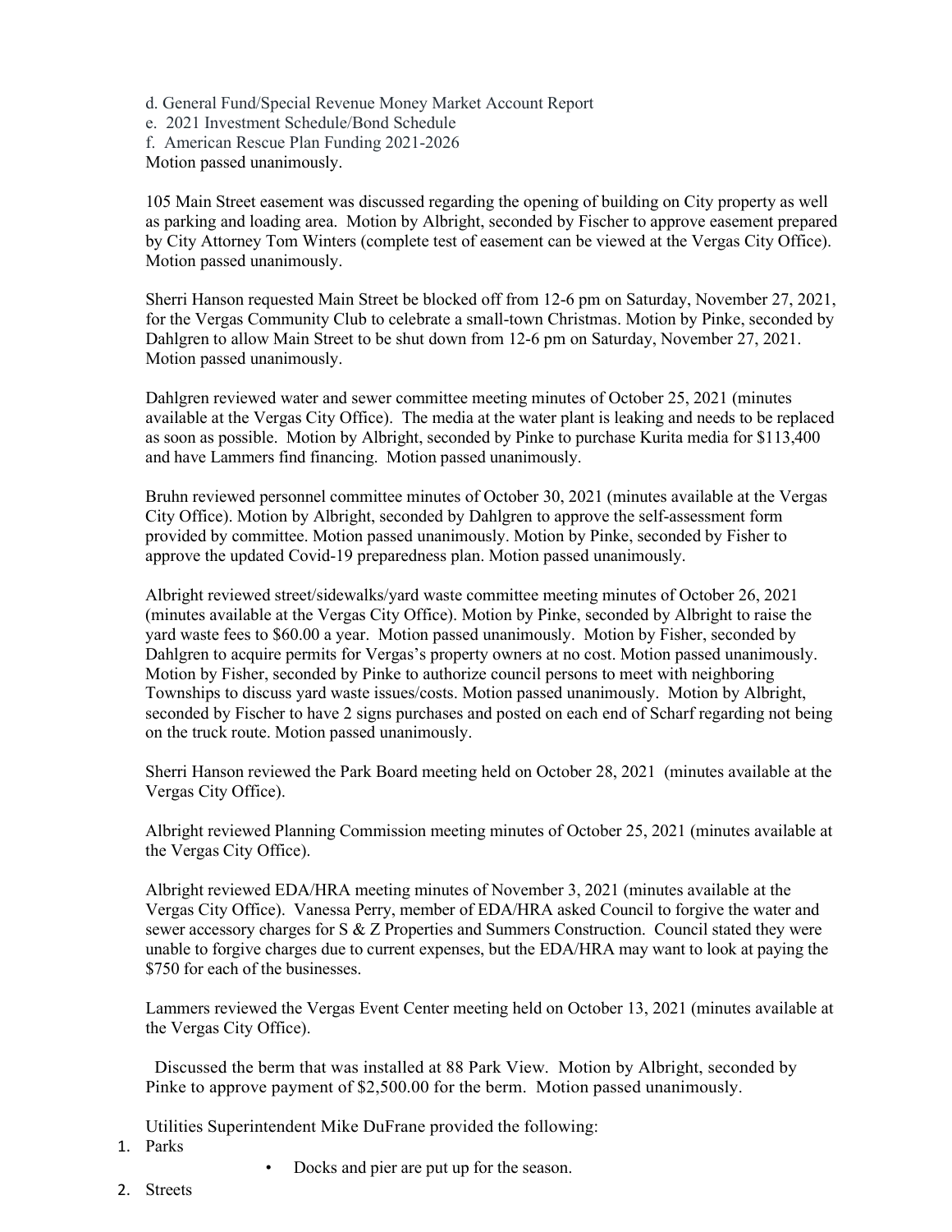d. General Fund/Special Revenue Money Market Account Report
e. 2021 Investment Schedule/Bond Schedule
f. American Rescue Plan Funding 2021-2026
Motion passed unanimously.

105 Main Street easement was discussed regarding the opening of building on City property as well as parking and loading area. Motion by Albright, seconded by Fischer to approve easement prepared by City Attorney Tom Winters (complete test of easement can be viewed at the Vergas City Office). Motion passed unanimously.

Sherri Hanson requested Main Street be blocked off from 12-6 pm on Saturday, November 27, 2021, for the Vergas Community Club to celebrate a small-town Christmas. Motion by Pinke, seconded by Dahlgren to allow Main Street to be shut down from 12-6 pm on Saturday, November 27, 2021. Motion passed unanimously.

Dahlgren reviewed water and sewer committee meeting minutes of October 25, 2021 (minutes available at the Vergas City Office). The media at the water plant is leaking and needs to be replaced as soon as possible. Motion by Albright, seconded by Pinke to purchase Kurita media for $113,400 and have Lammers find financing. Motion passed unanimously.

Bruhn reviewed personnel committee minutes of October 30, 2021 (minutes available at the Vergas City Office). Motion by Albright, seconded by Dahlgren to approve the self-assessment form provided by committee. Motion passed unanimously. Motion by Pinke, seconded by Fisher to approve the updated Covid-19 preparedness plan. Motion passed unanimously.

Albright reviewed street/sidewalks/yard waste committee meeting minutes of October 26, 2021 (minutes available at the Vergas City Office). Motion by Pinke, seconded by Albright to raise the yard waste fees to $60.00 a year. Motion passed unanimously. Motion by Fisher, seconded by Dahlgren to acquire permits for Vergas's property owners at no cost. Motion passed unanimously. Motion by Fisher, seconded by Pinke to authorize council persons to meet with neighboring Townships to discuss yard waste issues/costs. Motion passed unanimously. Motion by Albright, seconded by Fischer to have 2 signs purchases and posted on each end of Scharf regarding not being on the truck route. Motion passed unanimously.

Sherri Hanson reviewed the Park Board meeting held on October 28, 2021 (minutes available at the Vergas City Office).

Albright reviewed Planning Commission meeting minutes of October 25, 2021 (minutes available at the Vergas City Office).

Albright reviewed EDA/HRA meeting minutes of November 3, 2021 (minutes available at the Vergas City Office). Vanessa Perry, member of EDA/HRA asked Council to forgive the water and sewer accessory charges for S & Z Properties and Summers Construction. Council stated they were unable to forgive charges due to current expenses, but the EDA/HRA may want to look at paying the $750 for each of the businesses.

Lammers reviewed the Vergas Event Center meeting held on October 13, 2021 (minutes available at the Vergas City Office).

Discussed the berm that was installed at 88 Park View. Motion by Albright, seconded by Pinke to approve payment of $2,500.00 for the berm. Motion passed unanimously.

Utilities Superintendent Mike DuFrane provided the following:

1. Parks
   - Docks and pier are put up for the season.
2. Streets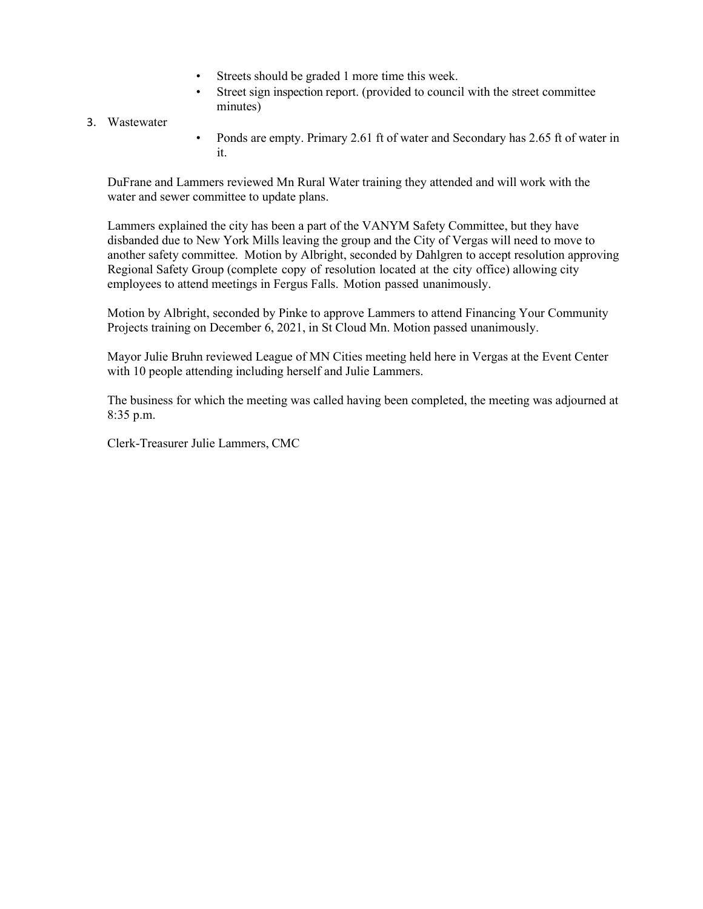- Streets should be graded 1 more time this week.
- Street sign inspection report. (provided to council with the street committee minutes)

3. Wastewater

- Ponds are empty. Primary 2.61 ft of water and Secondary has 2.65 ft of water in it.

DuFrane and Lammers reviewed Mn Rural Water training they attended and will work with the water and sewer committee to update plans.

Lammers explained the city has been a part of the VANYM Safety Committee, but they have disbanded due to New York Mills leaving the group and the City of Vergas will need to move to another safety committee. Motion by Albright, seconded by Dahlgren to accept resolution approving Regional Safety Group (complete copy of resolution located at the city office) allowing city employees to attend meetings in Fergus Falls. Motion passed unanimously.

Motion by Albright, seconded by Pinke to approve Lammers to attend Financing Your Community Projects training on December 6, 2021, in St Cloud Mn. Motion passed unanimously.

Mayor Julie Bruhn reviewed League of MN Cities meeting held here in Vergas at the Event Center with 10 people attending including herself and Julie Lammers.

The business for which the meeting was called having been completed, the meeting was adjourned at 8:35 p.m.

Clerk-Treasurer Julie Lammers, CMC